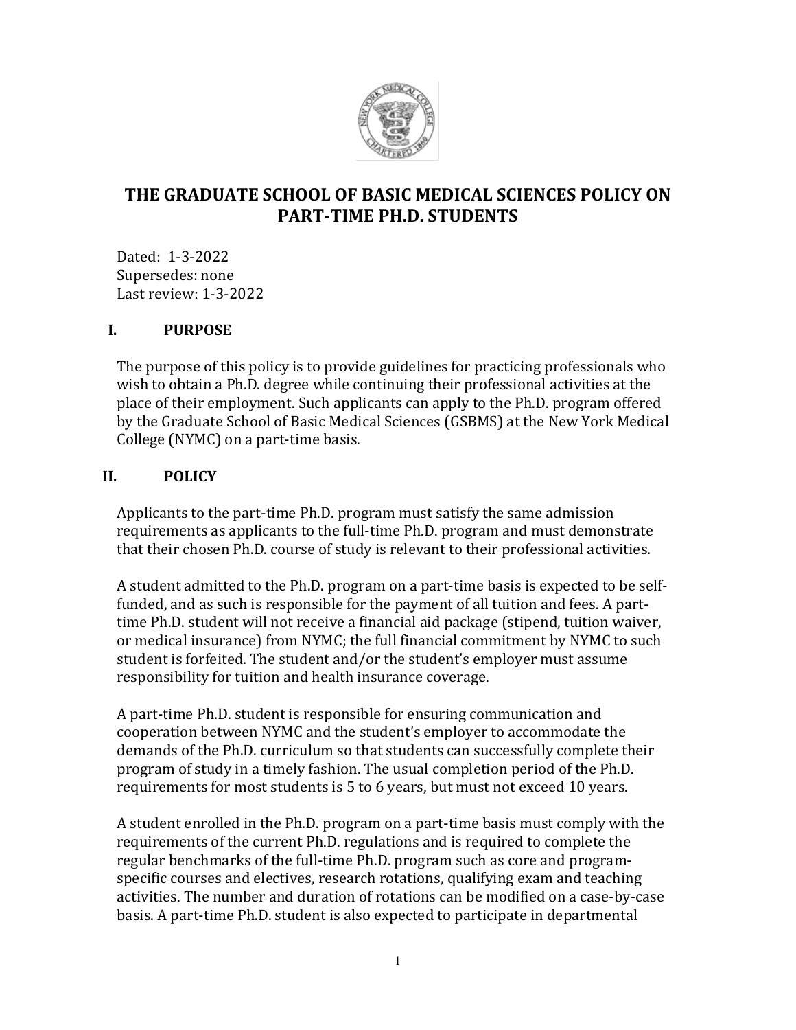# THE GRADUATE SCHOOL OF BASIC MEDICAL SCIENCES POLICY ON PART-TIME PH.D. STUDENTS

Dated: 1-3-2022
Supersedes: none
Last review: 1-3-2022

## I. PURPOSE

The purpose of this policy is to provide guidelines for practicing professionals who wish to obtain a Ph.D. degree while continuing their professional activities at the place of their employment. Such applicants can apply to the Ph.D. program offered by the Graduate School of Basic Medical Sciences (GSBMS) at the New York Medical College (NYMC) on a part-time basis.

## II. POLICY

Applicants to the part-time Ph.D. program must satisfy the same admission requirements as applicants to the full-time Ph.D. program and must demonstrate that their chosen Ph.D. course of study is relevant to their professional activities.

A student admitted to the Ph.D. program on a part-time basis is expected to be self-funded, and as such is responsible for the payment of all tuition and fees. A part-time Ph.D. student will not receive a financial aid package (stipend, tuition waiver, or medical insurance) from NYMC; the full financial commitment by NYMC to such student is forfeited. The student and/or the student's employer must assume responsibility for tuition and health insurance coverage.

A part-time Ph.D. student is responsible for ensuring communication and cooperation between NYMC and the student's employer to accommodate the demands of the Ph.D. curriculum so that students can successfully complete their program of study in a timely fashion. The usual completion period of the Ph.D. requirements for most students is 5 to 6 years, but must not exceed 10 years.

A student enrolled in the Ph.D. program on a part-time basis must comply with the requirements of the current Ph.D. regulations and is required to complete the regular benchmarks of the full-time Ph.D. program such as core and program-specific courses and electives, research rotations, qualifying exam and teaching activities. The number and duration of rotations can be modified on a case-by-case basis. A part-time Ph.D. student is also expected to participate in departmental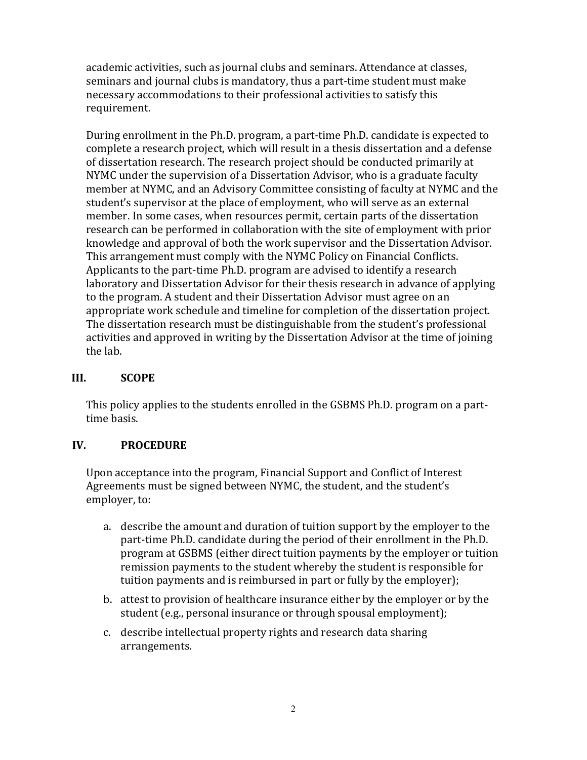academic activities, such as journal clubs and seminars. Attendance at classes, seminars and journal clubs is mandatory, thus a part-time student must make necessary accommodations to their professional activities to satisfy this requirement.

During enrollment in the Ph.D. program, a part-time Ph.D. candidate is expected to complete a research project, which will result in a thesis dissertation and a defense of dissertation research. The research project should be conducted primarily at NYMC under the supervision of a Dissertation Advisor, who is a graduate faculty member at NYMC, and an Advisory Committee consisting of faculty at NYMC and the student's supervisor at the place of employment, who will serve as an external member. In some cases, when resources permit, certain parts of the dissertation research can be performed in collaboration with the site of employment with prior knowledge and approval of both the work supervisor and the Dissertation Advisor. This arrangement must comply with the NYMC Policy on Financial Conflicts. Applicants to the part-time Ph.D. program are advised to identify a research laboratory and Dissertation Advisor for their thesis research in advance of applying to the program. A student and their Dissertation Advisor must agree on an appropriate work schedule and timeline for completion of the dissertation project. The dissertation research must be distinguishable from the student's professional activities and approved in writing by the Dissertation Advisor at the time of joining the lab.

## III. SCOPE

This policy applies to the students enrolled in the GSBMS Ph.D. program on a part-time basis.

## IV. PROCEDURE

Upon acceptance into the program, Financial Support and Conflict of Interest Agreements must be signed between NYMC, the student, and the student's employer, to:

a. describe the amount and duration of tuition support by the employer to the part-time Ph.D. candidate during the period of their enrollment in the Ph.D. program at GSBMS (either direct tuition payments by the employer or tuition remission payments to the student whereby the student is responsible for tuition payments and is reimbursed in part or fully by the employer);

b. attest to provision of healthcare insurance either by the employer or by the student (e.g., personal insurance or through spousal employment);

c. describe intellectual property rights and research data sharing arrangements.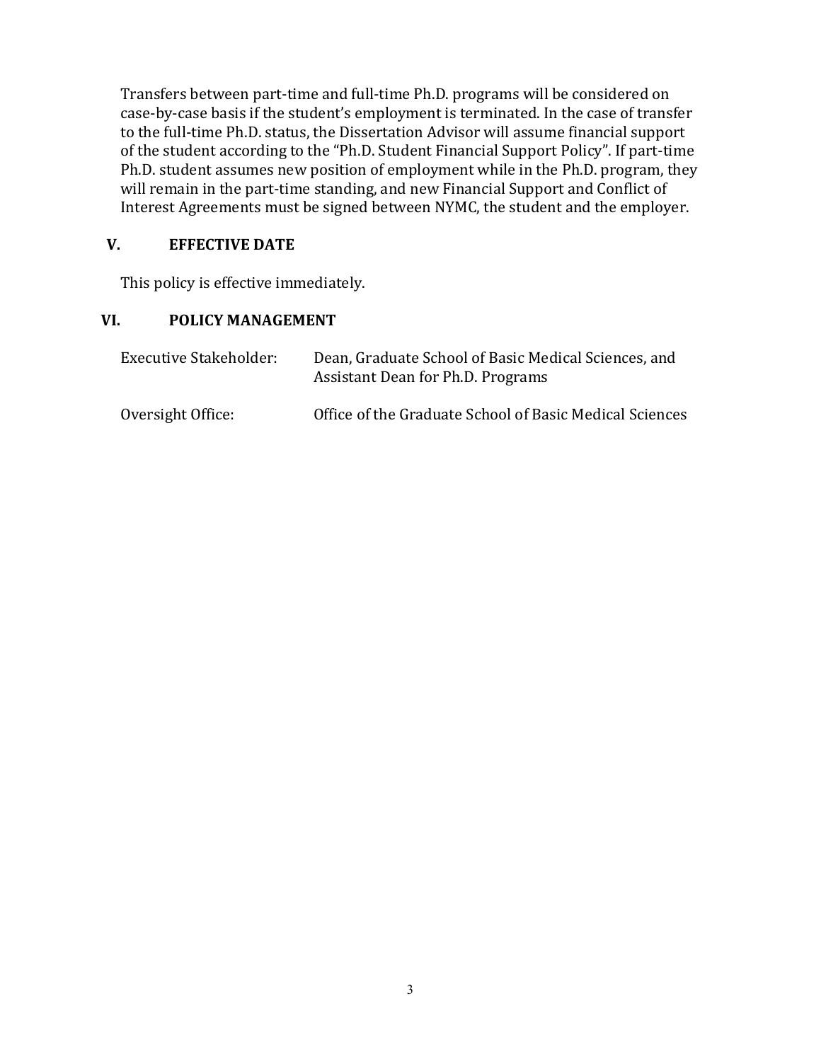Transfers between part-time and full-time Ph.D. programs will be considered on case-by-case basis if the student's employment is terminated. In the case of transfer to the full-time Ph.D. status, the Dissertation Advisor will assume financial support of the student according to the "Ph.D. Student Financial Support Policy". If part-time Ph.D. student assumes new position of employment while in the Ph.D. program, they will remain in the part-time standing, and new Financial Support and Conflict of Interest Agreements must be signed between NYMC, the student and the employer.

## V. EFFECTIVE DATE

This policy is effective immediately.

## VI. POLICY MANAGEMENT

| | |
|---|---|
| Executive Stakeholder: | Dean, Graduate School of Basic Medical Sciences, and Assistant Dean for Ph.D. Programs |
| Oversight Office: | Office of the Graduate School of Basic Medical Sciences |